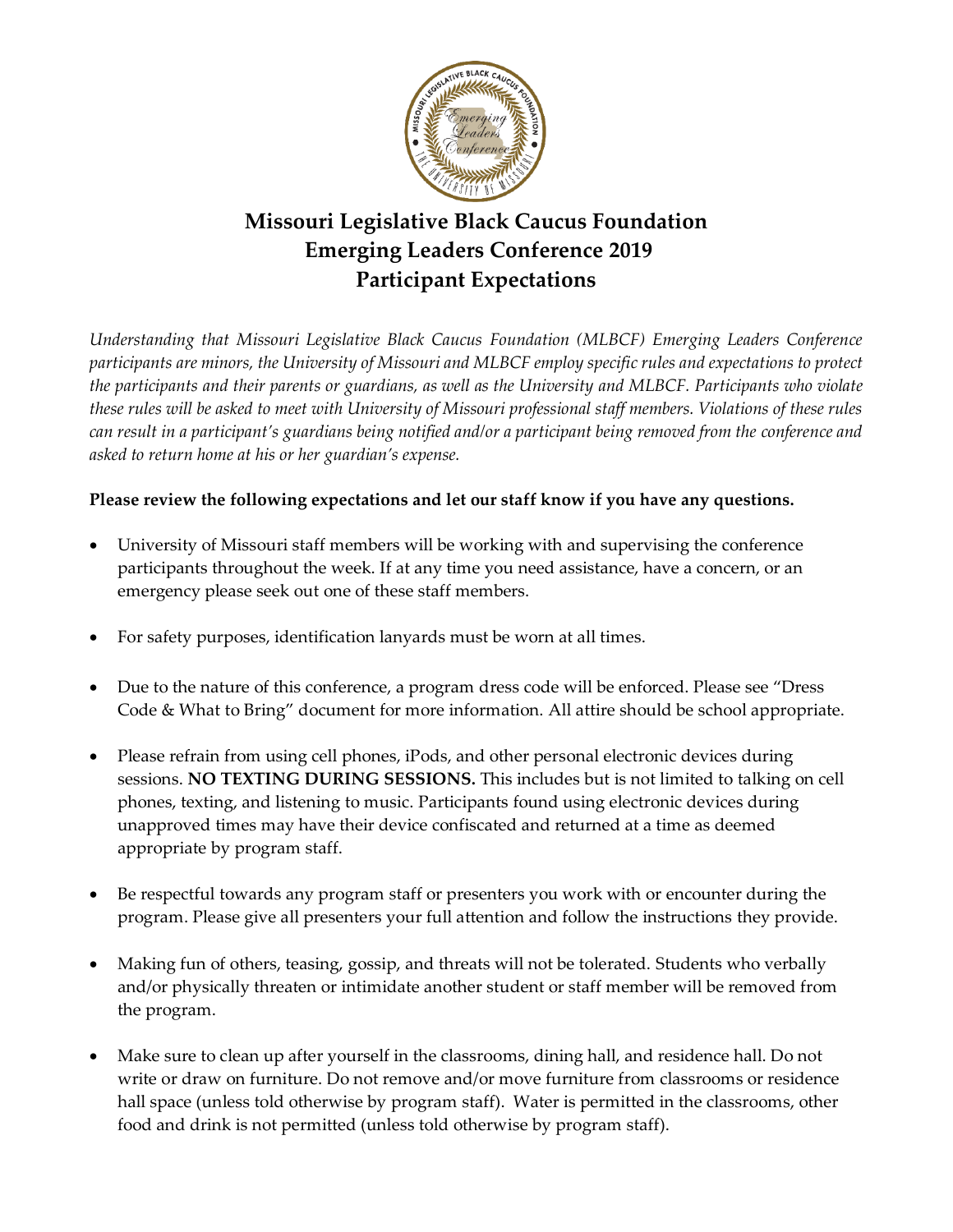# Missouri Legislative Black Caucus Foundation
# Emerging Leaders Conference 2019
# Participant Expectations

*Understanding that Missouri Legislative Black Caucus Foundation (MLBCF) Emerging Leaders Conference participants are minors, the University of Missouri and MLBCF employ specific rules and expectations to protect the participants and their parents or guardians, as well as the University and MLBCF. Participants who violate these rules will be asked to meet with University of Missouri professional staff members. Violations of these rules can result in a participant's guardians being notified and/or a participant being removed from the conference and asked to return home at his or her guardian's expense.*

**Please review the following expectations and let our staff know if you have any questions.**

- University of Missouri staff members will be working with and supervising the conference participants throughout the week. If at any time you need assistance, have a concern, or an emergency please seek out one of these staff members.
- For safety purposes, identification lanyards must be worn at all times.
- Due to the nature of this conference, a program dress code will be enforced. Please see "Dress Code & What to Bring" document for more information. All attire should be school appropriate.
- Please refrain from using cell phones, iPods, and other personal electronic devices during sessions. **NO TEXTING DURING SESSIONS.** This includes but is not limited to talking on cell phones, texting, and listening to music. Participants found using electronic devices during unapproved times may have their device confiscated and returned at a time as deemed appropriate by program staff.
- Be respectful towards any program staff or presenters you work with or encounter during the program. Please give all presenters your full attention and follow the instructions they provide.
- Making fun of others, teasing, gossip, and threats will not be tolerated. Students who verbally and/or physically threaten or intimidate another student or staff member will be removed from the program.
- Make sure to clean up after yourself in the classrooms, dining hall, and residence hall. Do not write or draw on furniture. Do not remove and/or move furniture from classrooms or residence hall space (unless told otherwise by program staff). Water is permitted in the classrooms, other food and drink is not permitted (unless told otherwise by program staff).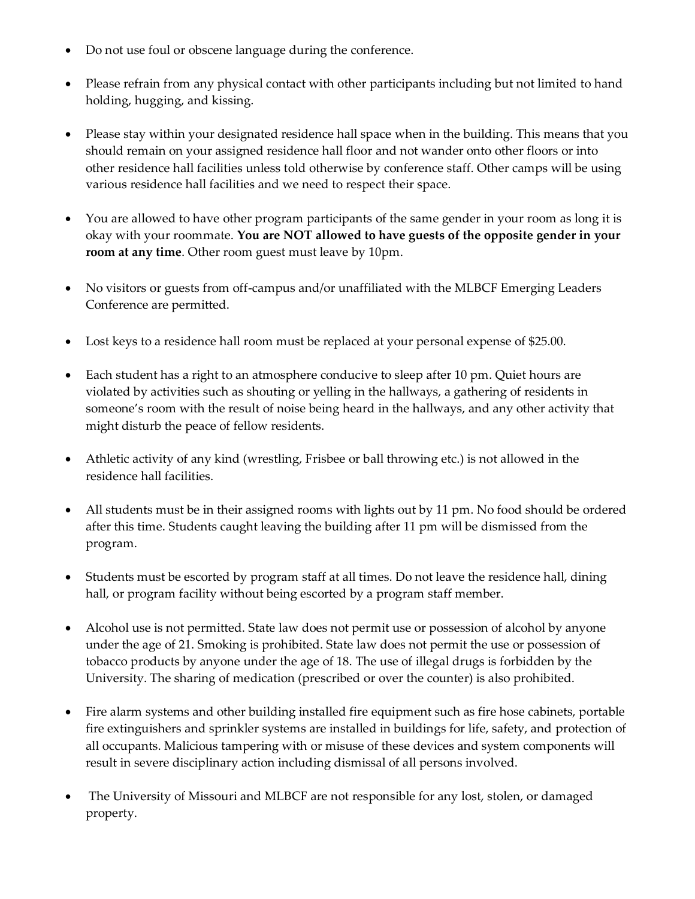- Do not use foul or obscene language during the conference.

- Please refrain from any physical contact with other participants including but not limited to hand holding, hugging, and kissing.

- Please stay within your designated residence hall space when in the building. This means that you should remain on your assigned residence hall floor and not wander onto other floors or into other residence hall facilities unless told otherwise by conference staff. Other camps will be using various residence hall facilities and we need to respect their space.

- You are allowed to have other program participants of the same gender in your room as long it is okay with your roommate. **You are NOT allowed to have guests of the opposite gender in your room at any time**. Other room guest must leave by 10pm.

- No visitors or guests from off-campus and/or unaffiliated with the MLBCF Emerging Leaders Conference are permitted.

- Lost keys to a residence hall room must be replaced at your personal expense of $25.00.

- Each student has a right to an atmosphere conducive to sleep after 10 pm. Quiet hours are violated by activities such as shouting or yelling in the hallways, a gathering of residents in someone's room with the result of noise being heard in the hallways, and any other activity that might disturb the peace of fellow residents.

- Athletic activity of any kind (wrestling, Frisbee or ball throwing etc.) is not allowed in the residence hall facilities.

- All students must be in their assigned rooms with lights out by 11 pm. No food should be ordered after this time. Students caught leaving the building after 11 pm will be dismissed from the program.

- Students must be escorted by program staff at all times. Do not leave the residence hall, dining hall, or program facility without being escorted by a program staff member.

- Alcohol use is not permitted. State law does not permit use or possession of alcohol by anyone under the age of 21. Smoking is prohibited. State law does not permit the use or possession of tobacco products by anyone under the age of 18. The use of illegal drugs is forbidden by the University. The sharing of medication (prescribed or over the counter) is also prohibited.

- Fire alarm systems and other building installed fire equipment such as fire hose cabinets, portable fire extinguishers and sprinkler systems are installed in buildings for life, safety, and protection of all occupants. Malicious tampering with or misuse of these devices and system components will result in severe disciplinary action including dismissal of all persons involved.

- The University of Missouri and MLBCF are not responsible for any lost, stolen, or damaged property.